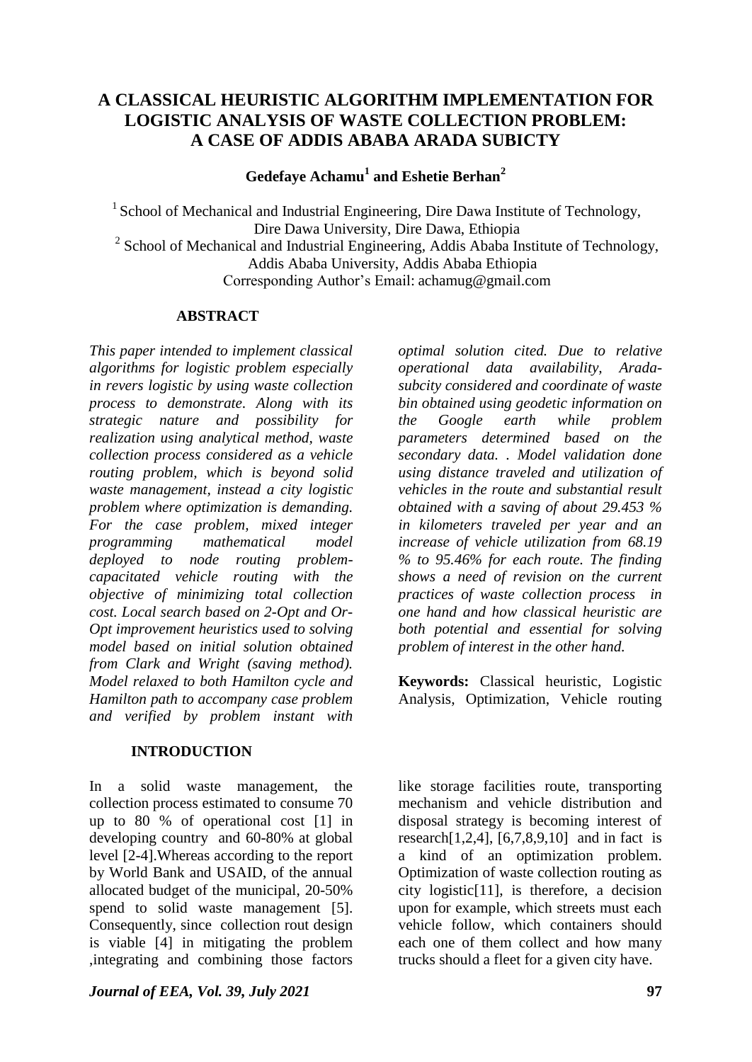# A CLASSICAL HEURISTIC ALGORITHM IMPLEMENTATION FOR LOGISTIC ANALYSIS OF WASTE COLLECTION PROBLEM: A CASE OF ADDIS ABABA ARADA SUBICTY

**Gedefaye Achamu[1] and Eshetie Berhan[2]**

[1] School of Mechanical and Industrial Engineering, Dire Dawa Institute of Technology, Dire Dawa University, Dire Dawa, Ethiopia
[2] School of Mechanical and Industrial Engineering, Addis Ababa Institute of Technology, Addis Ababa University, Addis Ababa Ethiopia
Corresponding Author's Email: achamug@gmail.com

## ABSTRACT

*This paper intended to implement classical algorithms for logistic problem especially in revers logistic by using waste collection process to demonstrate. Along with its strategic nature and possibility for realization using analytical method, waste collection process considered as a vehicle routing problem, which is beyond solid waste management, instead a city logistic problem where optimization is demanding. For the case problem, mixed integer programming mathematical model deployed to node routing problem-capacitated vehicle routing with the objective of minimizing total collection cost. Local search based on 2-Opt and Or-Opt improvement heuristics used to solving model based on initial solution obtained from Clark and Wright (saving method). Model relaxed to both Hamilton cycle and Hamilton path to accompany case problem and verified by problem instant with optimal solution cited. Due to relative operational data availability, Arada-subcity considered and coordinate of waste bin obtained using geodetic information on the Google earth while problem parameters determined based on the secondary data. . Model validation done using distance traveled and utilization of vehicles in the route and substantial result obtained with a saving of about 29.453 % in kilometers traveled per year and an increase of vehicle utilization from 68.19 % to 95.46% for each route. The finding shows a need of revision on the current practices of waste collection process in one hand and how classical heuristic are both potential and essential for solving problem of interest in the other hand.*

**Keywords:** Classical heuristic, Logistic Analysis, Optimization, Vehicle routing

## INTRODUCTION

In a solid waste management, the collection process estimated to consume 70 up to 80 % of operational cost [1] in developing country and 60-80% at global level [2-4].Whereas according to the report by World Bank and USAID, of the annual allocated budget of the municipal, 20-50% spend to solid waste management [5]. Consequently, since collection rout design is viable [4] in mitigating the problem ,integrating and combining those factors like storage facilities route, transporting mechanism and vehicle distribution and disposal strategy is becoming interest of research[1,2,4], [6,7,8,9,10] and in fact is a kind of an optimization problem. Optimization of waste collection routing as city logistic[11], is therefore, a decision upon for example, which streets must each vehicle follow, which containers should each one of them collect and how many trucks should a fleet for a given city have.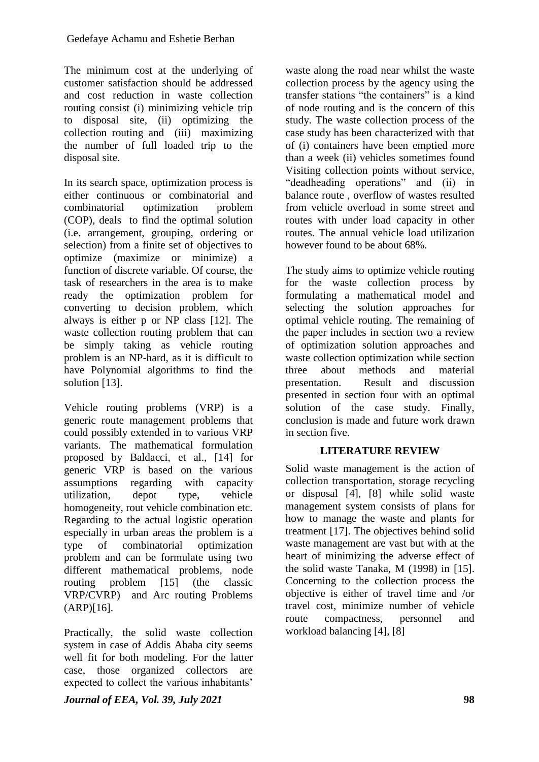The minimum cost at the underlying of customer satisfaction should be addressed and cost reduction in waste collection routing consist (i) minimizing vehicle trip to disposal site, (ii) optimizing the collection routing and (iii) maximizing the number of full loaded trip to the disposal site.

In its search space, optimization process is either continuous or combinatorial and combinatorial optimization problem (COP), deals to find the optimal solution (i.e. arrangement, grouping, ordering or selection) from a finite set of objectives to optimize (maximize or minimize) a function of discrete variable. Of course, the task of researchers in the area is to make ready the optimization problem for converting to decision problem, which always is either p or NP class [12]. The waste collection routing problem that can be simply taking as vehicle routing problem is an NP-hard, as it is difficult to have Polynomial algorithms to find the solution [13].

Vehicle routing problems (VRP) is a generic route management problems that could possibly extended in to various VRP variants. The mathematical formulation proposed by Baldacci, et al., [14] for generic VRP is based on the various assumptions regarding with capacity utilization, depot type, vehicle homogeneity, rout vehicle combination etc. Regarding to the actual logistic operation especially in urban areas the problem is a type of combinatorial optimization problem and can be formulate using two different mathematical problems, node routing problem [15] (the classic VRP/CVRP) and Arc routing Problems (ARP)[16].

Practically, the solid waste collection system in case of Addis Ababa city seems well fit for both modeling. For the latter case, those organized collectors are expected to collect the various inhabitants' waste along the road near whilst the waste collection process by the agency using the transfer stations "the containers" is a kind of node routing and is the concern of this study. The waste collection process of the case study has been characterized with that of (i) containers have been emptied more than a week (ii) vehicles sometimes found Visiting collection points without service, "deadheading operations" and (ii) in balance route , overflow of wastes resulted from vehicle overload in some street and routes with under load capacity in other routes. The annual vehicle load utilization however found to be about 68%.

The study aims to optimize vehicle routing for the waste collection process by formulating a mathematical model and selecting the solution approaches for optimal vehicle routing. The remaining of the paper includes in section two a review of optimization solution approaches and waste collection optimization while section three about methods and material presentation. Result and discussion presented in section four with an optimal solution of the case study. Finally, conclusion is made and future work drawn in section five.

## LITERATURE REVIEW

Solid waste management is the action of collection transportation, storage recycling or disposal [4], [8] while solid waste management system consists of plans for how to manage the waste and plants for treatment [17]. The objectives behind solid waste management are vast but with at the heart of minimizing the adverse effect of the solid waste Tanaka, M (1998) in [15]. Concerning to the collection process the objective is either of travel time and /or travel cost, minimize number of vehicle route compactness, personnel and workload balancing [4], [8]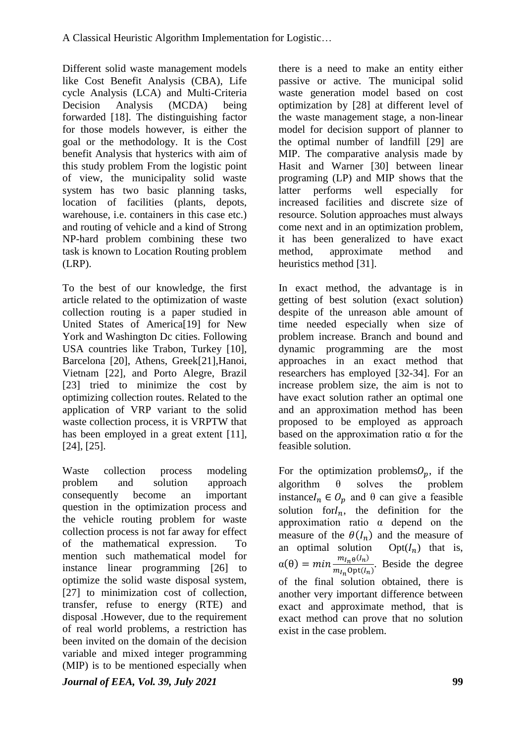Different solid waste management models like Cost Benefit Analysis (CBA), Life cycle Analysis (LCA) and Multi-Criteria Decision Analysis (MCDA) being forwarded [18]. The distinguishing factor for those models however, is either the goal or the methodology. It is the Cost benefit Analysis that hysterics with aim of this study problem From the logistic point of view, the municipality solid waste system has two basic planning tasks, location of facilities (plants, depots, warehouse, i.e. containers in this case etc.) and routing of vehicle and a kind of Strong NP-hard problem combining these two task is known to Location Routing problem (LRP).

To the best of our knowledge, the first article related to the optimization of waste collection routing is a paper studied in United States of America[19] for New York and Washington Dc cities. Following USA countries like Trabon, Turkey [10], Barcelona [20], Athens, Greek[21],Hanoi, Vietnam [22], and Porto Alegre, Brazil [23] tried to minimize the cost by optimizing collection routes. Related to the application of VRP variant to the solid waste collection process, it is VRPTW that has been employed in a great extent [11], [24], [25].

Waste collection process modeling problem and solution approach consequently become an important question in the optimization process and the vehicle routing problem for waste collection process is not far away for effect of the mathematical expression. To mention such mathematical model for instance linear programming [26] to optimize the solid waste disposal system, [27] to minimization cost of collection, transfer, refuse to energy (RTE) and disposal .However, due to the requirement of real world problems, a restriction has been invited on the domain of the decision variable and mixed integer programming (MIP) is to be mentioned especially when there is a need to make an entity either passive or active. The municipal solid waste generation model based on cost optimization by [28] at different level of the waste management stage, a non-linear model for decision support of planner to the optimal number of landfill [29] are MIP. The comparative analysis made by Hasit and Warner [30] between linear programing (LP) and MIP shows that the latter performs well especially for increased facilities and discrete size of resource. Solution approaches must always come next and in an optimization problem, it has been generalized to have exact method, approximate method and heuristics method [31].

In exact method, the advantage is in getting of best solution (exact solution) despite of the unreason able amount of time needed especially when size of problem increase. Branch and bound and dynamic programming are the most approaches in an exact method that researchers has employed [32-34]. For an increase problem size, the aim is not to have exact solution rather an optimal one and an approximation method has been proposed to be employed as approach based on the approximation ratio α for the feasible solution.

For the optimization problems$O_p$, if the algorithm θ solves the problem instance$I_n \in O_p$ and θ can give a feasible solution for$I_n$, the definition for the approximation ratio α depend on the measure of the $\theta(I_n)$ and the measure of an optimal solution $\text{Opt}(I_n)$ that is, $\alpha(\theta) = min\frac{m_{I_n}\theta(I_n)}{m_{I_n}\text{Opt}(I_n)}$. Beside the degree of the final solution obtained, there is another very important difference between exact and approximate method, that is exact method can prove that no solution exist in the case problem.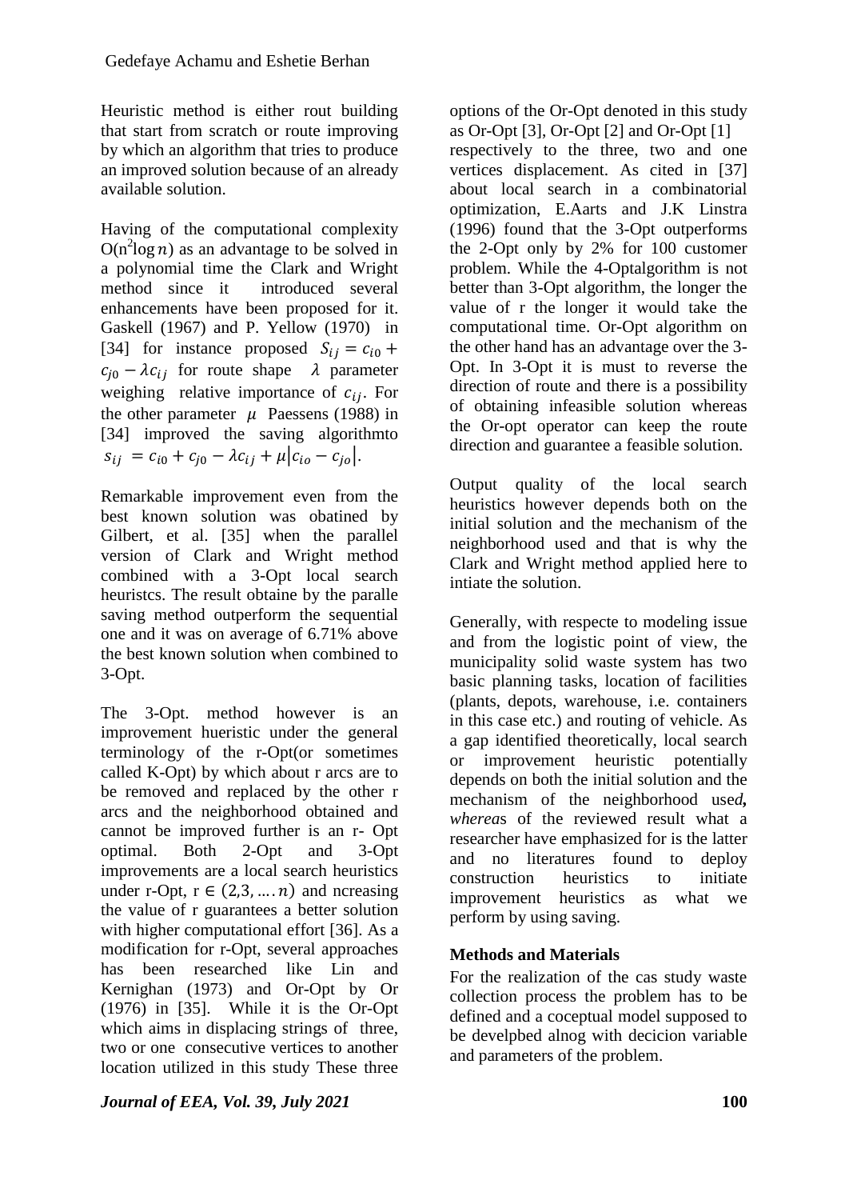Heuristic method is either rout building that start from scratch or route improving by which an algorithm that tries to produce an improved solution because of an already available solution.

Having of the computational complexity $O(n^2 \log n)$ as an advantage to be solved in a polynomial time the Clark and Wright method since it introduced several enhancements have been proposed for it. Gaskell (1967) and P. Yellow (1970) in [34] for instance proposed $S_{ij} = c_{i0} + c_{j0} - \lambda c_{ij}$ for route shape $\lambda$ parameter weighing relative importance of $c_{ij}$. For the other parameter $\mu$ Paessens (1988) in [34] improved the saving algorithmto $s_{ij} = c_{i0} + c_{j0} - \lambda c_{ij} + \mu|c_{io} - c_{jo}|$.

Remarkable improvement even from the best known solution was obatined by Gilbert, et al. [35] when the parallel version of Clark and Wright method combined with a 3-Opt local search heuristcs. The result obtaine by the paralle saving method outperform the sequential one and it was on average of 6.71% above the best known solution when combined to 3-Opt.

The 3-Opt. method however is an improvement hueristic under the general terminology of the r-Opt(or sometimes called K-Opt) by which about r arcs are to be removed and replaced by the other r arcs and the neighborhood obtained and cannot be improved further is an r- Opt optimal. Both 2-Opt and 3-Opt improvements are a local search heuristics under r-Opt, $r \in (2,3, \dots . n)$ and ncreasing the value of r guarantees a better solution with higher computational effort [36]. As a modification for r-Opt, several approaches has been researched like Lin and Kernighan (1973) and Or-Opt by Or (1976) in [35]. While it is the Or-Opt which aims in displacing strings of three, two or one consecutive vertices to another location utilized in this study These three options of the Or-Opt denoted in this study as Or-Opt [3], Or-Opt [2] and Or-Opt [1] respectively to the three, two and one vertices displacement. As cited in [37] about local search in a combinatorial optimization, E.Aarts and J.K Linstra (1996) found that the 3-Opt outperforms the 2-Opt only by 2% for 100 customer problem. While the 4-Optalgorithm is not better than 3-Opt algorithm, the longer the value of r the longer it would take the computational time. Or-Opt algorithm on the other hand has an advantage over the 3-Opt. In 3-Opt it is must to reverse the direction of route and there is a possibility of obtaining infeasible solution whereas the Or-opt operator can keep the route direction and guarantee a feasible solution.

Output quality of the local search heuristics however depends both on the initial solution and the mechanism of the neighborhood used and that is why the Clark and Wright method applied here to intiate the solution.

Generally, with respecte to modeling issue and from the logistic point of view, the municipality solid waste system has two basic planning tasks, location of facilities (plants, depots, warehouse, i.e. containers in this case etc.) and routing of vehicle. As a gap identified theoretically, local search or improvement heuristic potentially depends on both the initial solution and the mechanism of the neighborhood us*ed, wherea*s of the reviewed result what a researcher have emphasized for is the latter and no literatures found to deploy construction heuristics to initiate improvement heuristics as what we perform by using saving.

## Methods and Materials

For the realization of the cas study waste collection process the problem has to be defined and a coceptual model supposed to be develpbed alnog with decicion variable and parameters of the problem.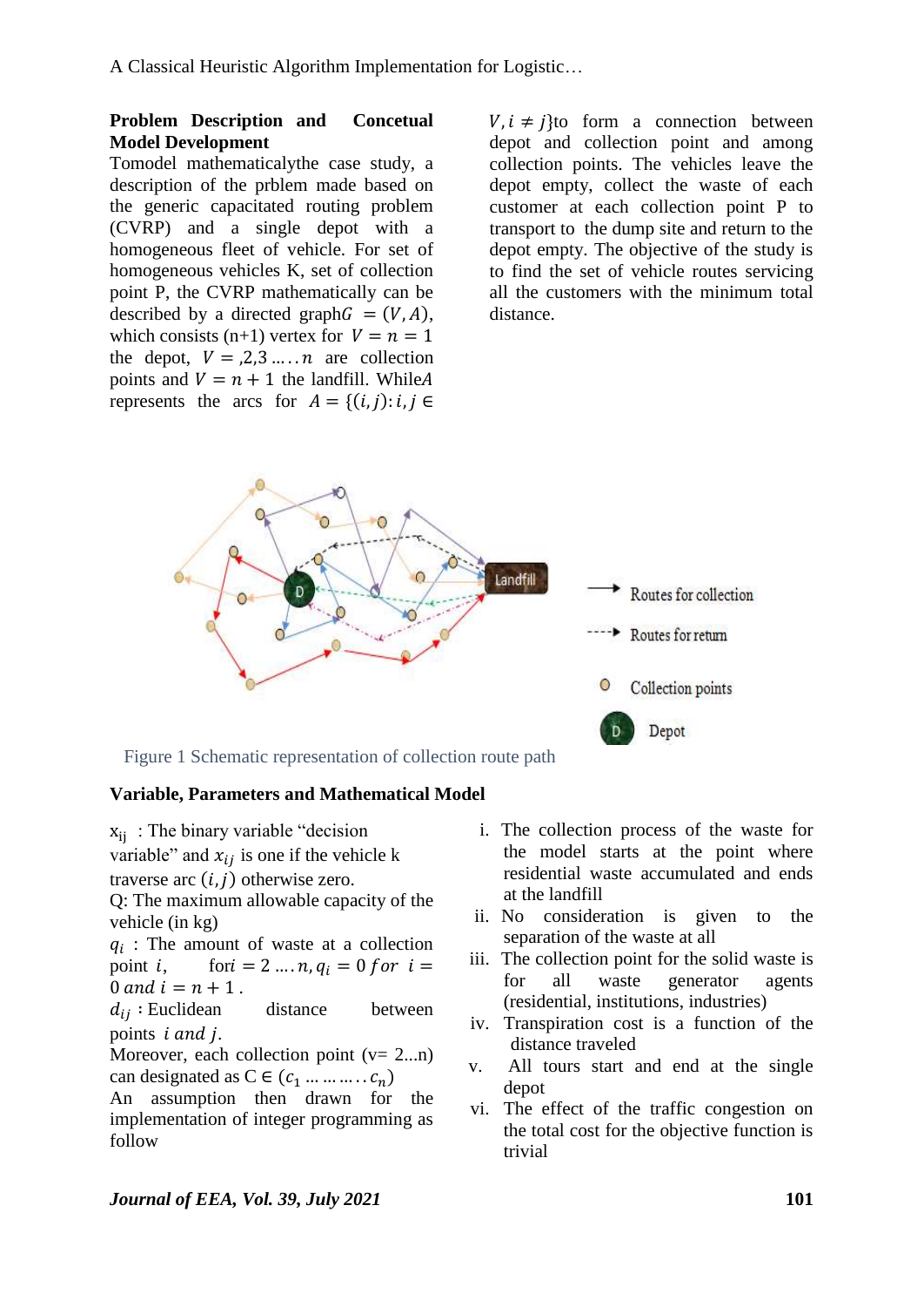**Problem Description and Concetual Model Development**

Tomodel mathematicalythe case study, a description of the prblem made based on the generic capacitated routing problem (CVRP) and a single depot with a homogeneous fleet of vehicle. For set of homogeneous vehicles K, set of collection point P, the CVRP mathematically can be described by a directed graph$G = (V, A)$, which consists (n+1) vertex for $V = n = 1$ the depot, $V = ,2,3 \ldots.. n$ are collection points and $V = n + 1$ the landfill. While$A$ represents the arcs for $A = \{(i, j): i, j \in V, i \neq j\}$to form a connection between depot and collection point and among collection points. The vehicles leave the depot empty, collect the waste of each customer at each collection point P to transport to the dump site and return to the depot empty. The objective of the study is to find the set of vehicle routes servicing all the customers with the minimum total distance.

Figure 1 Schematic representation of collection route path

**Variable, Parameters and Mathematical Model**

$x_{ij}$ : The binary variable "decision variable" and $x_{ij}$ is one if the vehicle k traverse arc $(i, j)$ otherwise zero.

Q: The maximum allowable capacity of the vehicle (in kg)

$q_i$ : The amount of waste at a collection point $i$, for$i = 2 \ldots. n, q_i = 0$ $for$ $i = 0$ $and$ $i = n + 1$ .

$d_{ij}$ : Euclidean distance between points $i$ $and$ $j$.

Moreover, each collection point (v= 2...n) can designated as C ∈ $(c_1 \ldots \ldots \ldots.. c_n)$

An assumption then drawn for the implementation of integer programming as follow

i. The collection process of the waste for the model starts at the point where residential waste accumulated and ends at the landfill
ii. No consideration is given to the separation of the waste at all
iii. The collection point for the solid waste is for all waste generator agents (residential, institutions, industries)
iv. Transpiration cost is a function of the distance traveled
v. All tours start and end at the single depot
vi. The effect of the traffic congestion on the total cost for the objective function is trivial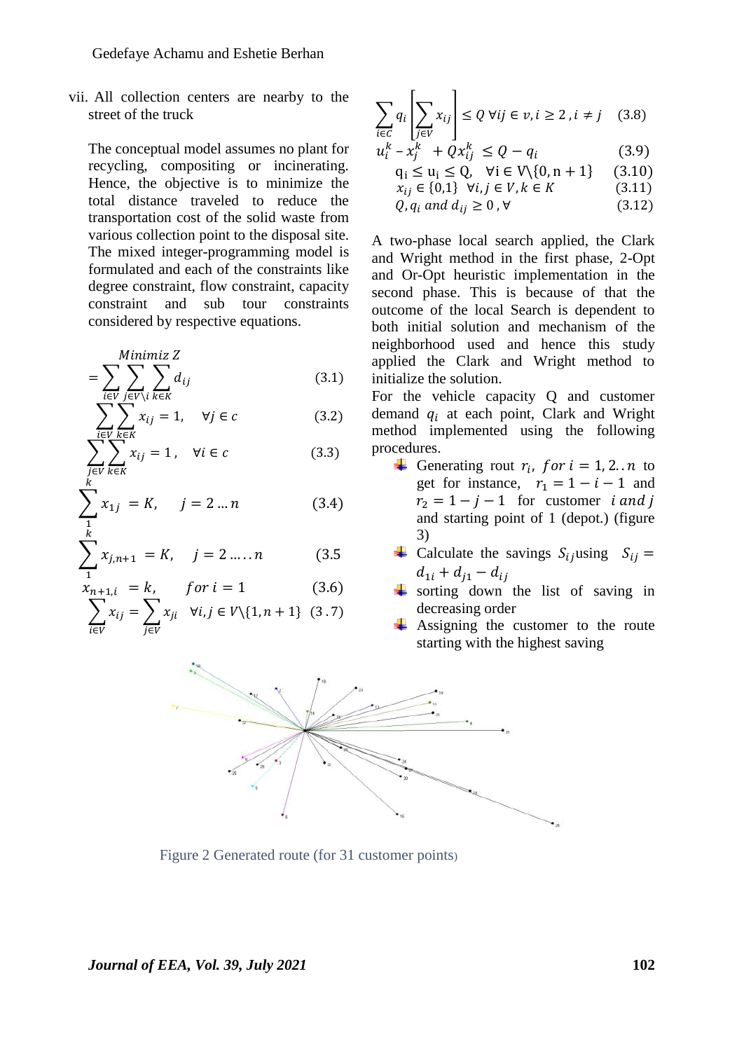vii. All collection centers are nearby to the street of the truck

The conceptual model assumes no plant for recycling, compositing or incinerating. Hence, the objective is to minimize the total distance traveled to reduce the transportation cost of the solid waste from various collection point to the disposal site. The mixed integer-programming model is formulated and each of the constraints like degree constraint, flow constraint, capacity constraint and sub tour constraints considered by respective equations.

$$\text{Minimiz } Z = \sum_{i \in V} \sum_{j \in V \backslash i} \sum_{k \in K} d_{ij} \quad (3.1)$$

$$\sum_{i \in V} \sum_{k \in K} x_{ij} = 1, \quad \forall j \in c \quad (3.2)$$

$$\sum_{j \in V} \sum_{k \in K} x_{ij} = 1, \quad \forall i \in c \quad (3.3)$$

$$\sum_{1}^{k} x_{1j} = K, \quad j = 2 \ldots n \quad (3.4)$$

$$\sum_{1}^{k} x_{j,n+1} = K, \quad j = 2 \ldots \ldots n \quad (3.5$$

$$x_{n+1,i} = k, \quad for\ i = 1 \quad (3.6)$$

$$\sum_{i \in V} x_{ij} = \sum_{j \in V} x_{ji} \quad \forall i, j \in V \backslash \{1, n+1\} \quad (3.7)$$

$$\sum_{i \in C} q_i \left[ \sum_{j \in V} x_{ij} \right] \le Q \ \forall ij \in v, i \ge 2, i \ne j \quad (3.8)$$

$$u_i^k - x_j^k + Q x_{ij}^k \le Q - q_i \quad (3.9)$$

$$q_i \le u_i \le Q, \quad \forall i \in V \backslash \{0, n+1\} \quad (3.10)$$

$$x_{ij} \in \{0,1\} \ \ \forall i, j \in V, k \in K \quad (3.11)$$

$$Q, q_i \text{ and } d_{ij} \ge 0, \forall \quad (3.12)$$

A two-phase local search applied, the Clark and Wright method in the first phase, 2-Opt and Or-Opt heuristic implementation in the second phase. This is because of that the outcome of the local Search is dependent to both initial solution and mechanism of the neighborhood used and hence this study applied the Clark and Wright method to initialize the solution.

For the vehicle capacity Q and customer demand $q_i$ at each point, Clark and Wright method implemented using the following procedures.

- Generating rout $r_i$, $for\ i = 1, 2..n$ to get for instance, $r_1 = 1 - i - 1$ and $r_2 = 1 - j - 1$ for customer $i\ and\ j$ and starting point of 1 (depot.) (figure 3)
- Calculate the savings $S_{ij}$ using $S_{ij} = d_{1i} + d_{j1} - d_{ij}$
- sorting down the list of saving in decreasing order
- Assigning the customer to the route starting with the highest saving

Figure 2 Generated route (for 31 customer points)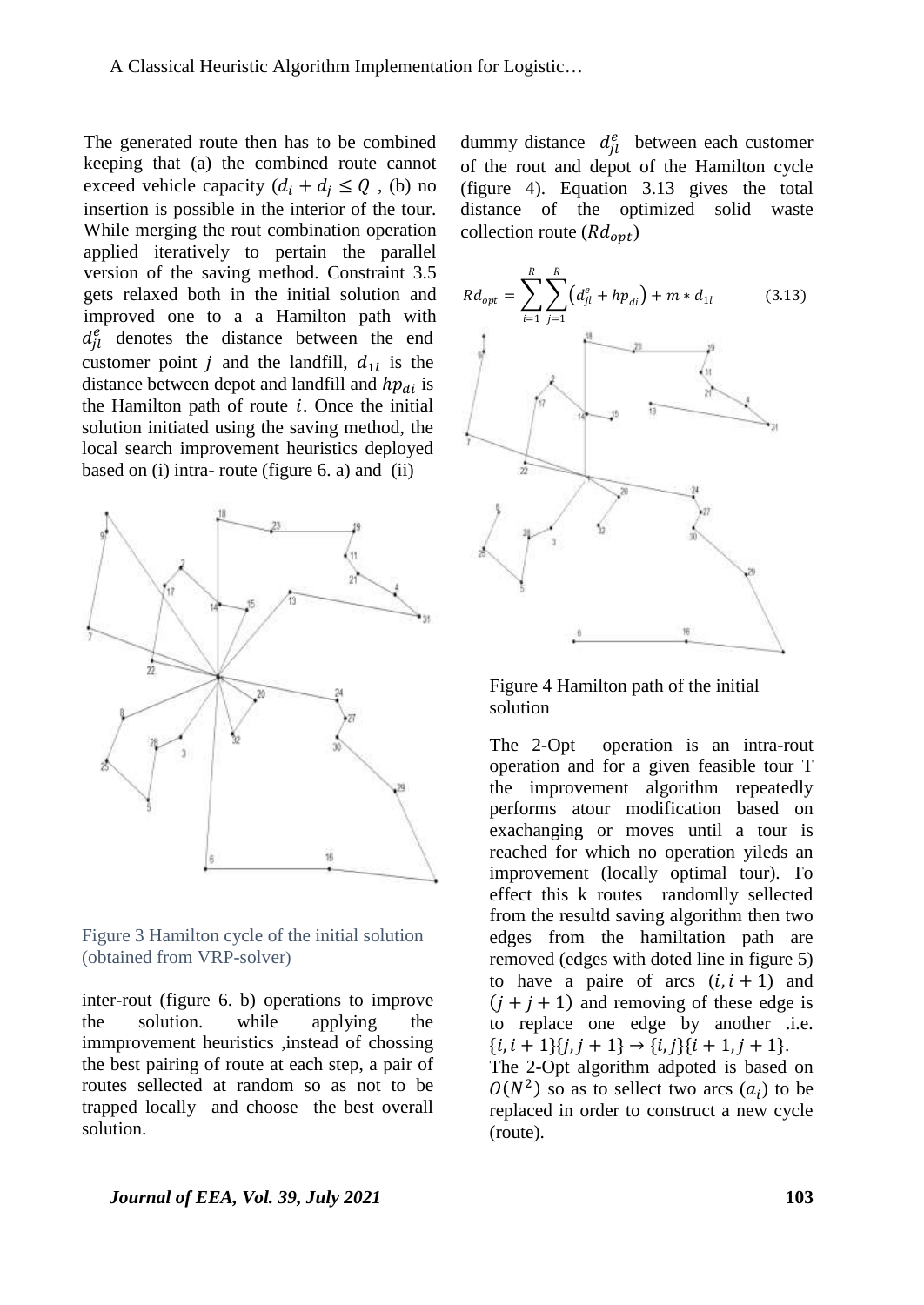The generated route then has to be combined keeping that (a) the combined route cannot exceed vehicle capacity ($d_i + d_j \leq Q$ , (b) no insertion is possible in the interior of the tour. While merging the rout combination operation applied iteratively to pertain the parallel version of the saving method. Constraint 3.5 gets relaxed both in the initial solution and improved one to a a Hamilton path with $d_{jl}^e$ denotes the distance between the end customer point $j$ and the landfill, $d_{1l}$ is the distance between depot and landfill and $hp_{di}$ is the Hamilton path of route $i$. Once the initial solution initiated using the saving method, the local search improvement heuristics deployed based on (i) intra- route (figure 6. a) and (ii)

Figure 3 Hamilton cycle of the initial solution (obtained from VRP-solver)

inter-rout (figure 6. b) operations to improve the solution. while applying the immprovement heuristics ,instead of chossing the best pairing of route at each step, a pair of routes sellected at random so as not to be trapped locally and choose the best overall solution.

dummy distance $d_{jl}^e$ between each customer of the rout and depot of the Hamilton cycle (figure 4). Equation 3.13 gives the total distance of the optimized solid waste collection route ($Rd_{opt}$)

$$Rd_{opt} = \sum_{i=1}^{R}\sum_{j=1}^{R}\left(d_{jl}^{e} + hp_{di}\right) + m * d_{1l} \qquad (3.13)$$

Figure 4 Hamilton path of the initial solution

The 2-Opt operation is an intra-rout operation and for a given feasible tour T the improvement algorithm repeatedly performs atour modification based on exachanging or moves until a tour is reached for which no operation yileds an improvement (locally optimal tour). To effect this k routes randomlly sellected from the resultd saving algorithm then two edges from the hamiltation path are removed (edges with doted line in figure 5) to have a paire of arcs $(i, i+1)$ and $(j+j+1)$ and removing of these edge is to replace one edge by another .i.e. $\{i, i+1\}\{j, j+1\} \rightarrow \{i, j\}\{i+1, j+1\}$.

The 2-Opt algorithm adpoted is based on $O(N^2)$ so as to sellect two arcs $(a_i)$ to be replaced in order to construct a new cycle (route).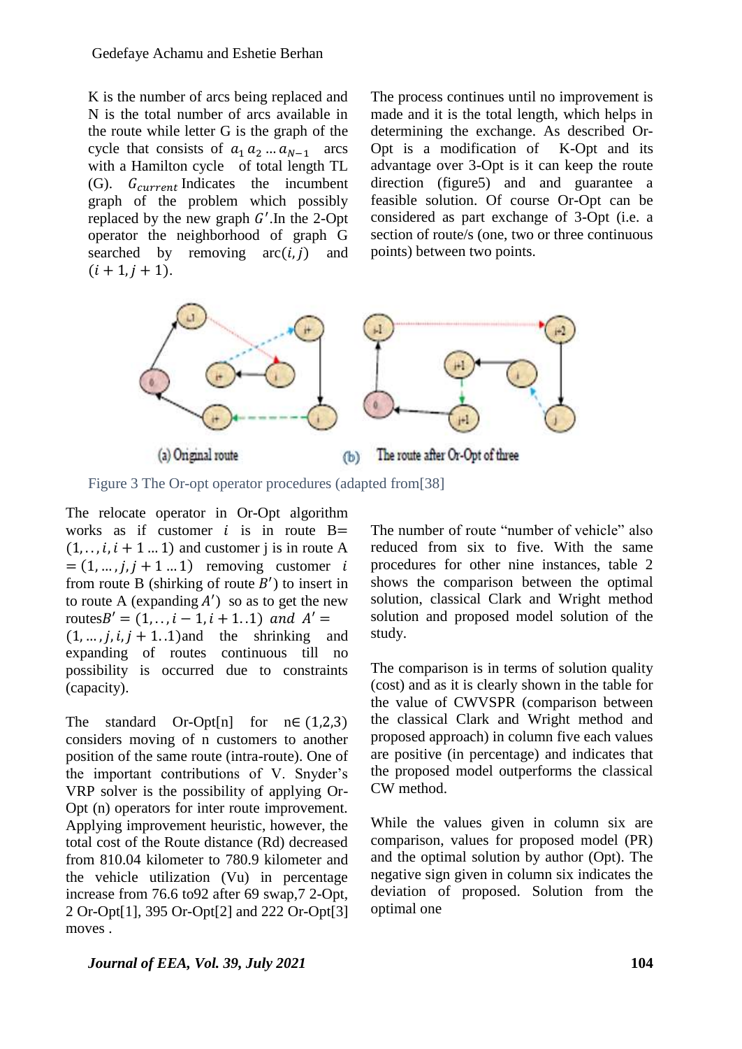K is the number of arcs being replaced and N is the total number of arcs available in the route while letter G is the graph of the cycle that consists of $a_1\, a_2 \ldots a_{N-1}$ arcs with a Hamilton cycle of total length TL (G). $G_{current}$ Indicates the incumbent graph of the problem which possibly replaced by the new graph $G'$.In the 2-Opt operator the neighborhood of graph G searched by removing arc$(i, j)$ and $(i+1, j+1)$.

The process continues until no improvement is made and it is the total length, which helps in determining the exchange. As described Or-Opt is a modification of K-Opt and its advantage over 3-Opt is it can keep the route direction (figure5) and and guarantee a feasible solution. Of course Or-Opt can be considered as part exchange of 3-Opt (i.e. a section of route/s (one, two or three continuous points) between two points.

(a) Original route (b) The route after Or-Opt of three

Figure 3 The Or-opt operator procedures (adapted from[38]

The relocate operator in Or-Opt algorithm works as if customer $i$ is in route B= $(1, .., i, i+1 \ldots 1)$ and customer j is in route A $= (1, \ldots, j, j+1 \ldots 1)$ removing customer $i$ from route B (shirking of route $B'$) to insert in to route A (expanding $A'$) so as to get the new routes$B' = (1, .., i-1, i+1..1)$ $and$ $A' = (1, \ldots, j, i, j+1..1)$and the shrinking and expanding of routes continuous till no possibility is occurred due to constraints (capacity).

The standard Or-Opt[n] for n∈ (1,2,3) considers moving of n customers to another position of the same route (intra-route). One of the important contributions of V. Snyder's VRP solver is the possibility of applying Or-Opt (n) operators for inter route improvement. Applying improvement heuristic, however, the total cost of the Route distance (Rd) decreased from 810.04 kilometer to 780.9 kilometer and the vehicle utilization (Vu) in percentage increase from 76.6 to92 after 69 swap,7 2-Opt, 2 Or-Opt[1], 395 Or-Opt[2] and 222 Or-Opt[3] moves .

The number of route "number of vehicle" also reduced from six to five. With the same procedures for other nine instances, table 2 shows the comparison between the optimal solution, classical Clark and Wright method solution and proposed model solution of the study.

The comparison is in terms of solution quality (cost) and as it is clearly shown in the table for the value of CWVSPR (comparison between the classical Clark and Wright method and proposed approach) in column five each values are positive (in percentage) and indicates that the proposed model outperforms the classical CW method.

While the values given in column six are comparison, values for proposed model (PR) and the optimal solution by author (Opt). The negative sign given in column six indicates the deviation of proposed. Solution from the optimal one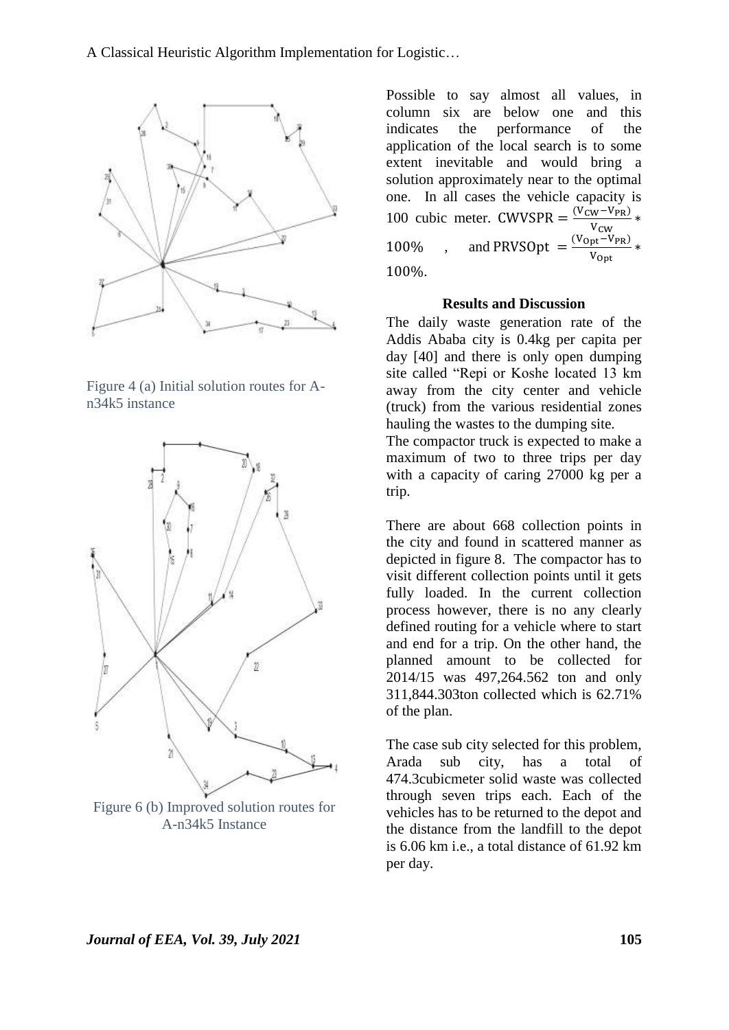Figure 4 (a) Initial solution routes for A-n34k5 instance

Figure 6 (b) Improved solution routes for A-n34k5 Instance

Possible to say almost all values, in column six are below one and this indicates the performance of the application of the local search is to some extent inevitable and would bring a solution approximately near to the optimal one. In all cases the vehicle capacity is 100 cubic meter. $\text{CWVSPR} = \frac{(V_{CW} - V_{PR})}{V_{CW}} * 100\%$ , and $\text{PRVSOpt} = \frac{(V_{Opt} - V_{PR})}{V_{Opt}} * 100\%$.

## Results and Discussion

The daily waste generation rate of the Addis Ababa city is 0.4kg per capita per day [40] and there is only open dumping site called "Repi or Koshe located 13 km away from the city center and vehicle (truck) from the various residential zones hauling the wastes to the dumping site.

The compactor truck is expected to make a maximum of two to three trips per day with a capacity of caring 27000 kg per a trip.

There are about 668 collection points in the city and found in scattered manner as depicted in figure 8. The compactor has to visit different collection points until it gets fully loaded. In the current collection process however, there is no any clearly defined routing for a vehicle where to start and end for a trip. On the other hand, the planned amount to be collected for 2014/15 was 497,264.562 ton and only 311,844.303ton collected which is 62.71% of the plan.

The case sub city selected for this problem, Arada sub city, has a total of 474.3cubicmeter solid waste was collected through seven trips each. Each of the vehicles has to be returned to the depot and the distance from the landfill to the depot is 6.06 km i.e., a total distance of 61.92 km per day.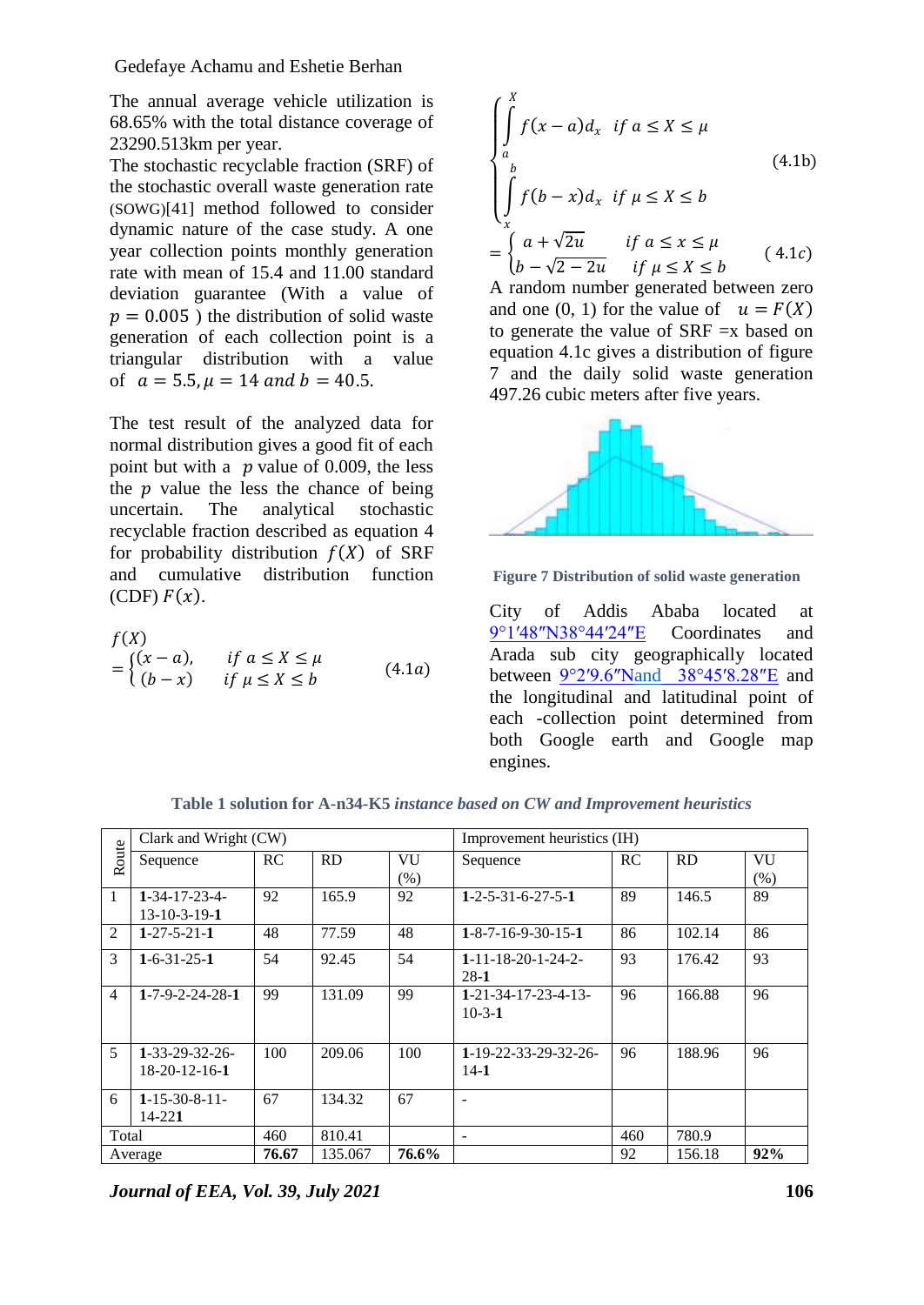The annual average vehicle utilization is 68.65% with the total distance coverage of 23290.513km per year.

The stochastic recyclable fraction (SRF) of the stochastic overall waste generation rate (SOWG)[41] method followed to consider dynamic nature of the case study. A one year collection points monthly generation rate with mean of 15.4 and 11.00 standard deviation guarantee (With a value of $p = 0.005$ ) the distribution of solid waste generation of each collection point is a triangular distribution with a value of $a = 5.5, \mu = 14$ $and$ $b = 40.5$.

The test result of the analyzed data for normal distribution gives a good fit of each point but with a $p$ value of 0.009, the less the $p$ value the less the chance of being uncertain. The analytical stochastic recyclable fraction described as equation 4 for probability distribution $f(X)$ of SRF and cumulative distribution function (CDF) $F(x)$.

$$f(X) = \begin{cases} (x-a), & if\ a \le X \le \mu \\ (b-x) & if\ \mu \le X \le b \end{cases} \qquad (4.1a)$$

$$\begin{cases} \int_a^X f(x-a)d_x & if\ a \le X \le \mu \\ \int_x^b f(b-x)d_x & if\ \mu \le X \le b \end{cases} \qquad (4.1b)$$

$$= \begin{cases} a + \sqrt{2u} & if\ a \le x \le \mu \\ b - \sqrt{2 - 2u} & if\ \mu \le X \le b \end{cases} \qquad (4.1c)$$

A random number generated between zero and one (0, 1) for the value of $u = F(X)$ to generate the value of SRF =x based on equation 4.1c gives a distribution of figure 7 and the daily solid waste generation 497.26 cubic meters after five years.

**Figure 7 Distribution of solid waste generation**

City of Addis Ababa located at 9°1′48″N38°44′24″E Coordinates and Arada sub city geographically located between 9°2′9.6″Nand 38°45′8.28″E and the longitudinal and latitudinal point of each -collection point determined from both Google earth and Google map engines.

**Table 1 solution for A-n34-K5** ***instance based on CW and Improvement heuristics***

| Route | Clark and Wright (CW) | | | | Improvement heuristics (IH) | | | |
|---|---|---|---|---|---|---|---|---|
| | Sequence | RC | RD | VU (%) | Sequence | RC | RD | VU (%) |
| 1 | **1**-34-17-23-4-13-10-3-19-**1** | 92 | 165.9 | 92 | **1**-2-5-31-6-27-5-**1** | 89 | 146.5 | 89 |
| 2 | **1**-27-5-21-**1** | 48 | 77.59 | 48 | **1**-8-7-16-9-30-15-**1** | 86 | 102.14 | 86 |
| 3 | **1**-6-31-25-**1** | 54 | 92.45 | 54 | **1**-11-18-20-1-24-2-28-**1** | 93 | 176.42 | 93 |
| 4 | **1**-7-9-2-24-28-**1** | 99 | 131.09 | 99 | **1**-21-34-17-23-4-13-10-3-**1** | 96 | 166.88 | 96 |
| 5 | **1**-33-29-32-26-18-20-12-16-**1** | 100 | 209.06 | 100 | **1**-19-22-33-29-32-26-14-**1** | 96 | 188.96 | 96 |
| 6 | **1**-15-30-8-11-14-22**1** | 67 | 134.32 | 67 | - | | | |
| Total | | 460 | 810.41 | | - | 460 | 780.9 | |
| Average | | **76.67** | 135.067 | **76.6%** | | 92 | 156.18 | **92%** |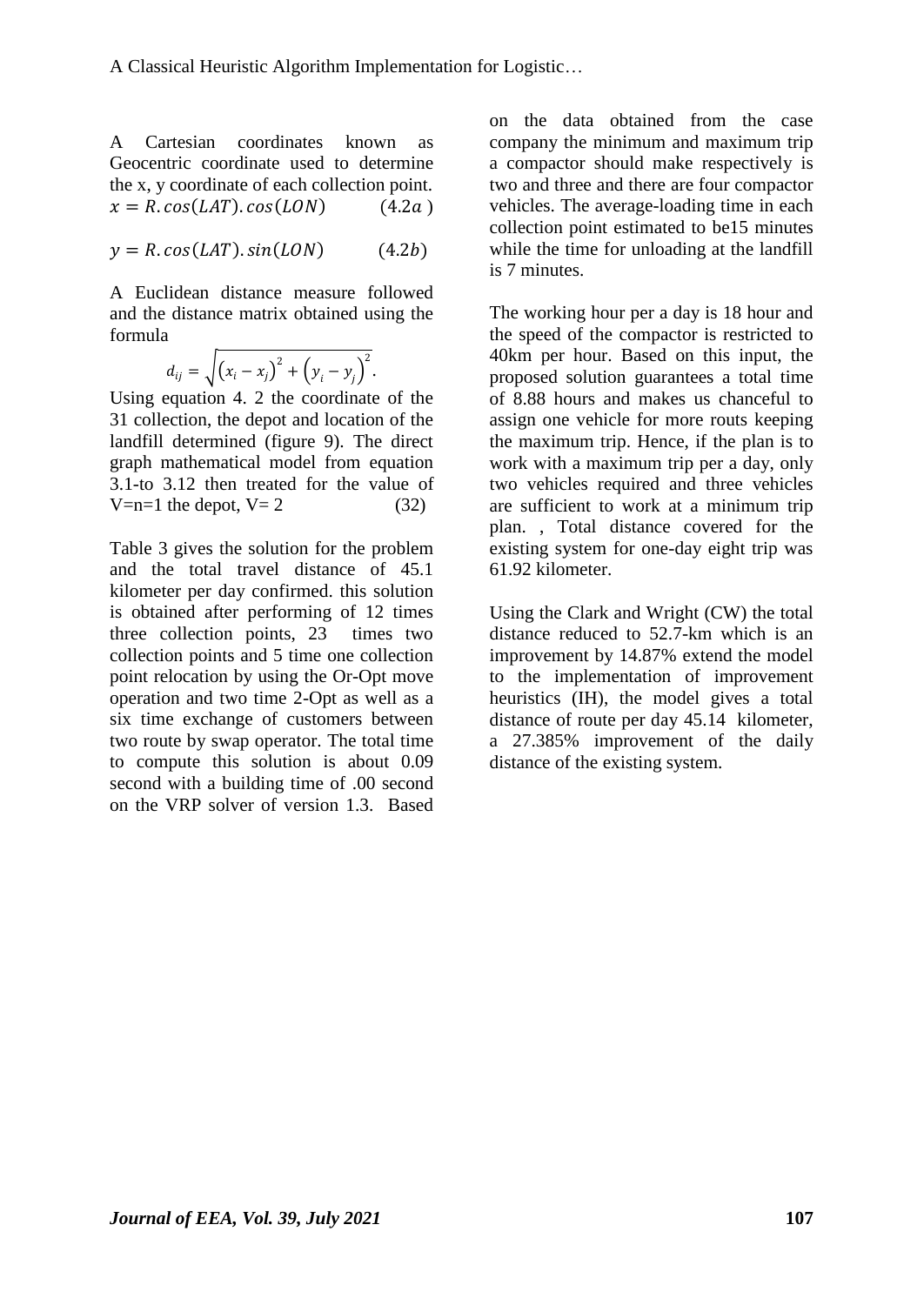A Cartesian coordinates known as Geocentric coordinate used to determine the x, y coordinate of each collection point.

$$x = R.\cos(LAT).\cos(LON) \qquad (4.2a)$$

$$y = R.\cos(LAT).\sin(LON) \qquad (4.2b)$$

A Euclidean distance measure followed and the distance matrix obtained using the formula

$$d_{ij} = \sqrt{\left(x_i - x_j\right)^2 + \left(y_i - y_j\right)^2}.$$

Using equation 4. 2 the coordinate of the 31 collection, the depot and location of the landfill determined (figure 9). The direct graph mathematical model from equation 3.1-to 3.12 then treated for the value of V=n=1 the depot, V= 2 (32)

Table 3 gives the solution for the problem and the total travel distance of 45.1 kilometer per day confirmed. this solution is obtained after performing of 12 times three collection points, 23 times two collection points and 5 time one collection point relocation by using the Or-Opt move operation and two time 2-Opt as well as a six time exchange of customers between two route by swap operator. The total time to compute this solution is about 0.09 second with a building time of .00 second on the VRP solver of version 1.3. Based on the data obtained from the case company the minimum and maximum trip a compactor should make respectively is two and three and there are four compactor vehicles. The average-loading time in each collection point estimated to be15 minutes while the time for unloading at the landfill is 7 minutes.

The working hour per a day is 18 hour and the speed of the compactor is restricted to 40km per hour. Based on this input, the proposed solution guarantees a total time of 8.88 hours and makes us chanceful to assign one vehicle for more routs keeping the maximum trip. Hence, if the plan is to work with a maximum trip per a day, only two vehicles required and three vehicles are sufficient to work at a minimum trip plan. , Total distance covered for the existing system for one-day eight trip was 61.92 kilometer.

Using the Clark and Wright (CW) the total distance reduced to 52.7-km which is an improvement by 14.87% extend the model to the implementation of improvement heuristics (IH), the model gives a total distance of route per day 45.14 kilometer, a 27.385% improvement of the daily distance of the existing system.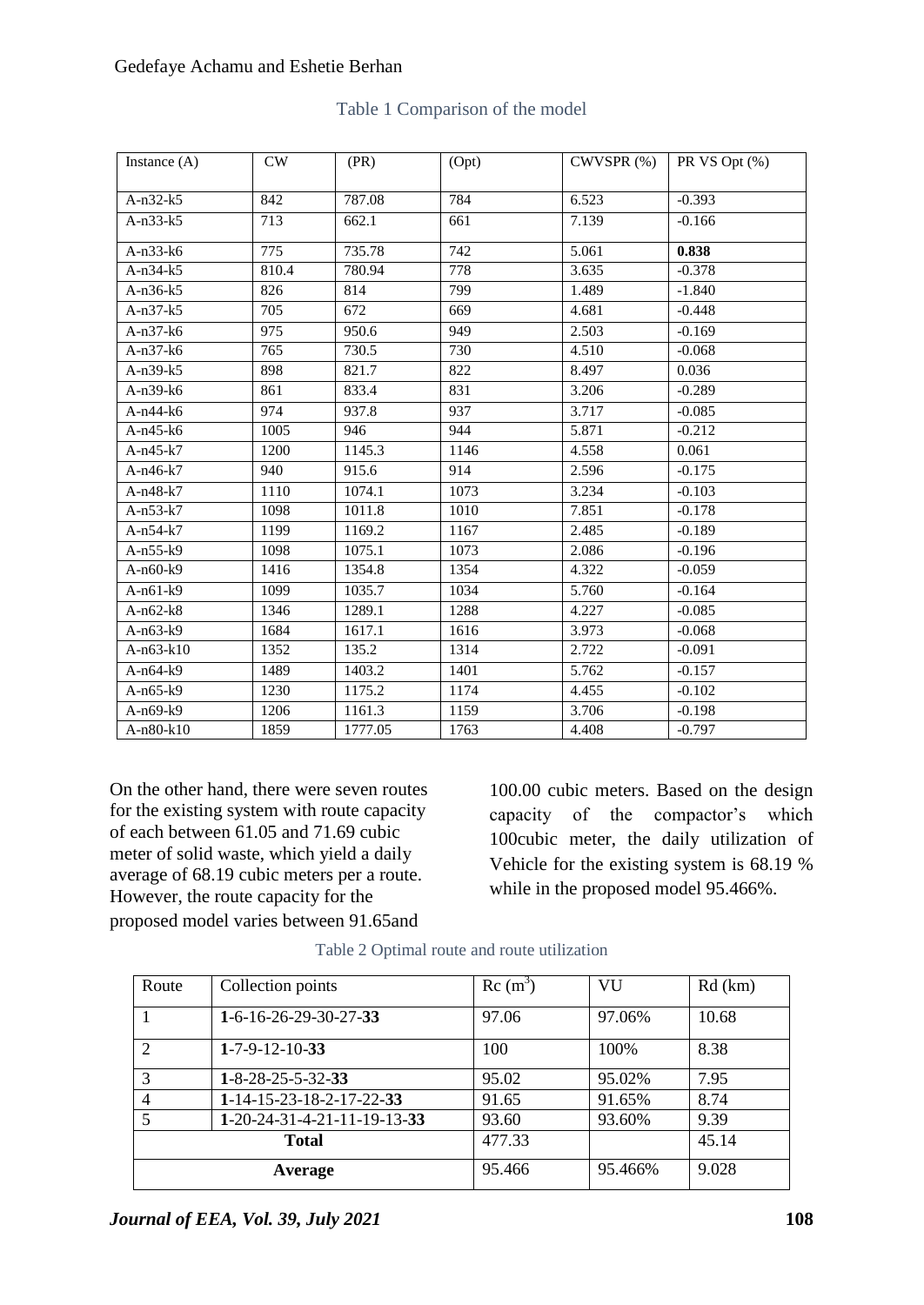Table 1 Comparison of the model

| Instance (A) | CW | (PR) | (Opt) | CWVSPR (%) | PR VS Opt (%) |
|---|---|---|---|---|---|
| A-n32-k5 | 842 | 787.08 | 784 | 6.523 | -0.393 |
| A-n33-k5 | 713 | 662.1 | 661 | 7.139 | -0.166 |
| A-n33-k6 | 775 | 735.78 | 742 | 5.061 | **0.838** |
| A-n34-k5 | 810.4 | 780.94 | 778 | 3.635 | -0.378 |
| A-n36-k5 | 826 | 814 | 799 | 1.489 | -1.840 |
| A-n37-k5 | 705 | 672 | 669 | 4.681 | -0.448 |
| A-n37-k6 | 975 | 950.6 | 949 | 2.503 | -0.169 |
| A-n37-k6 | 765 | 730.5 | 730 | 4.510 | -0.068 |
| A-n39-k5 | 898 | 821.7 | 822 | 8.497 | 0.036 |
| A-n39-k6 | 861 | 833.4 | 831 | 3.206 | -0.289 |
| A-n44-k6 | 974 | 937.8 | 937 | 3.717 | -0.085 |
| A-n45-k6 | 1005 | 946 | 944 | 5.871 | -0.212 |
| A-n45-k7 | 1200 | 1145.3 | 1146 | 4.558 | 0.061 |
| A-n46-k7 | 940 | 915.6 | 914 | 2.596 | -0.175 |
| A-n48-k7 | 1110 | 1074.1 | 1073 | 3.234 | -0.103 |
| A-n53-k7 | 1098 | 1011.8 | 1010 | 7.851 | -0.178 |
| A-n54-k7 | 1199 | 1169.2 | 1167 | 2.485 | -0.189 |
| A-n55-k9 | 1098 | 1075.1 | 1073 | 2.086 | -0.196 |
| A-n60-k9 | 1416 | 1354.8 | 1354 | 4.322 | -0.059 |
| A-n61-k9 | 1099 | 1035.7 | 1034 | 5.760 | -0.164 |
| A-n62-k8 | 1346 | 1289.1 | 1288 | 4.227 | -0.085 |
| A-n63-k9 | 1684 | 1617.1 | 1616 | 3.973 | -0.068 |
| A-n63-k10 | 1352 | 135.2 | 1314 | 2.722 | -0.091 |
| A-n64-k9 | 1489 | 1403.2 | 1401 | 5.762 | -0.157 |
| A-n65-k9 | 1230 | 1175.2 | 1174 | 4.455 | -0.102 |
| A-n69-k9 | 1206 | 1161.3 | 1159 | 3.706 | -0.198 |
| A-n80-k10 | 1859 | 1777.05 | 1763 | 4.408 | -0.797 |

On the other hand, there were seven routes for the existing system with route capacity of each between 61.05 and 71.69 cubic meter of solid waste, which yield a daily average of 68.19 cubic meters per a route. However, the route capacity for the proposed model varies between 91.65and 100.00 cubic meters. Based on the design capacity of the compactor's which 100cubic meter, the daily utilization of Vehicle for the existing system is 68.19 % while in the proposed model 95.466%.

Table 2 Optimal route and route utilization

| Route | Collection points | Rc ($m^3$) | VU | Rd (km) |
|---|---|---|---|---|
| 1 | **1**-6-16-26-29-30-27-**33** | 97.06 | 97.06% | 10.68 |
| 2 | **1**-7-9-12-10-**33** | 100 | 100% | 8.38 |
| 3 | **1**-8-28-25-5-32-**33** | 95.02 | 95.02% | 7.95 |
| 4 | **1**-14-15-23-18-2-17-22-**33** | 91.65 | 91.65% | 8.74 |
| 5 | **1**-20-24-31-4-21-11-19-13-**33** | 93.60 | 93.60% | 9.39 |
| **Total** | | 477.33 | | 45.14 |
| **Average** | | 95.466 | 95.466% | 9.028 |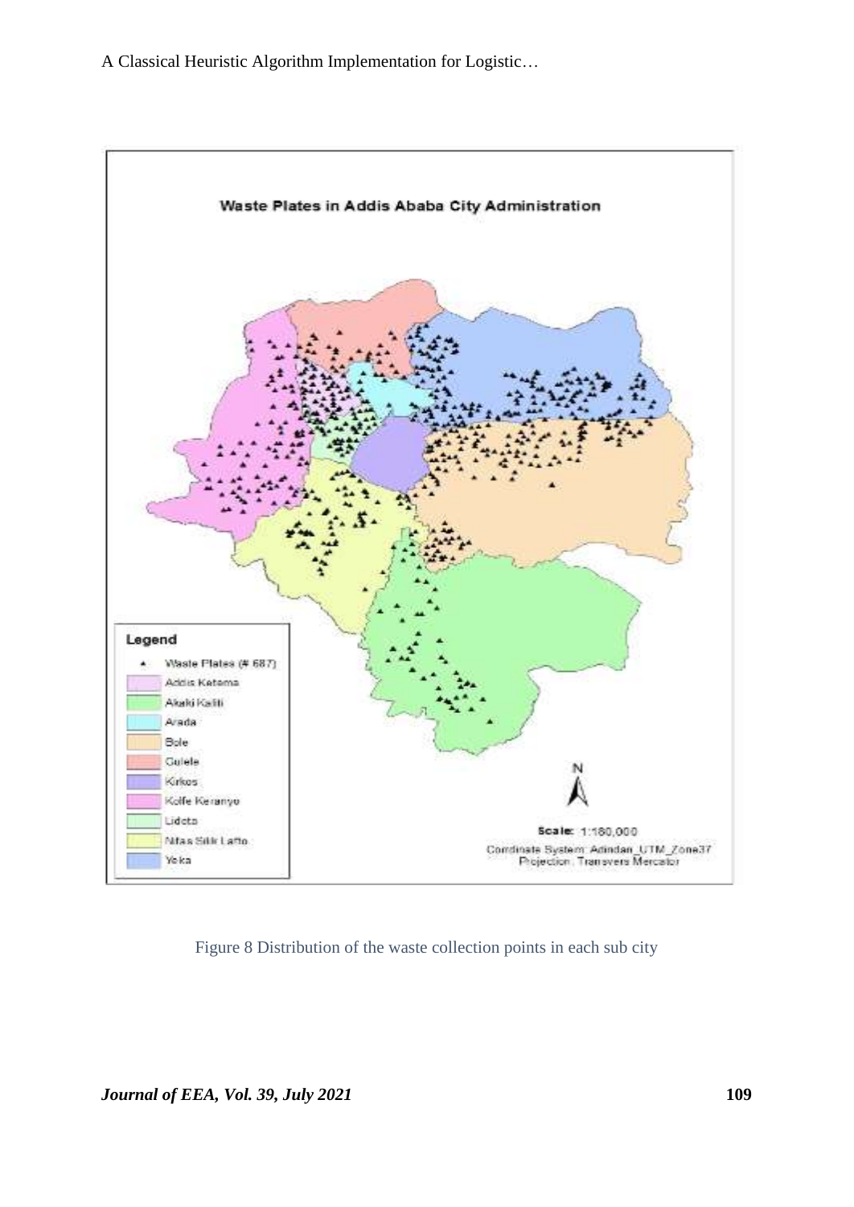Figure 8 Distribution of the waste collection points in each sub city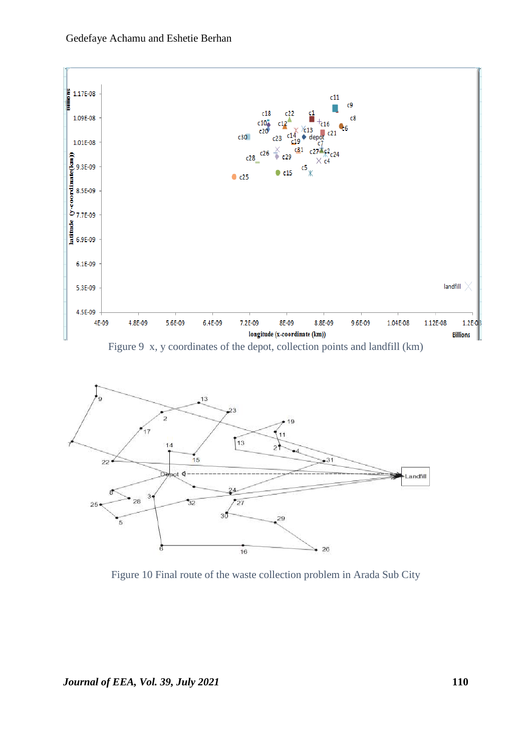Figure 9 x, y coordinates of the depot, collection points and landfill (km)

Figure 10 Final route of the waste collection problem in Arada Sub City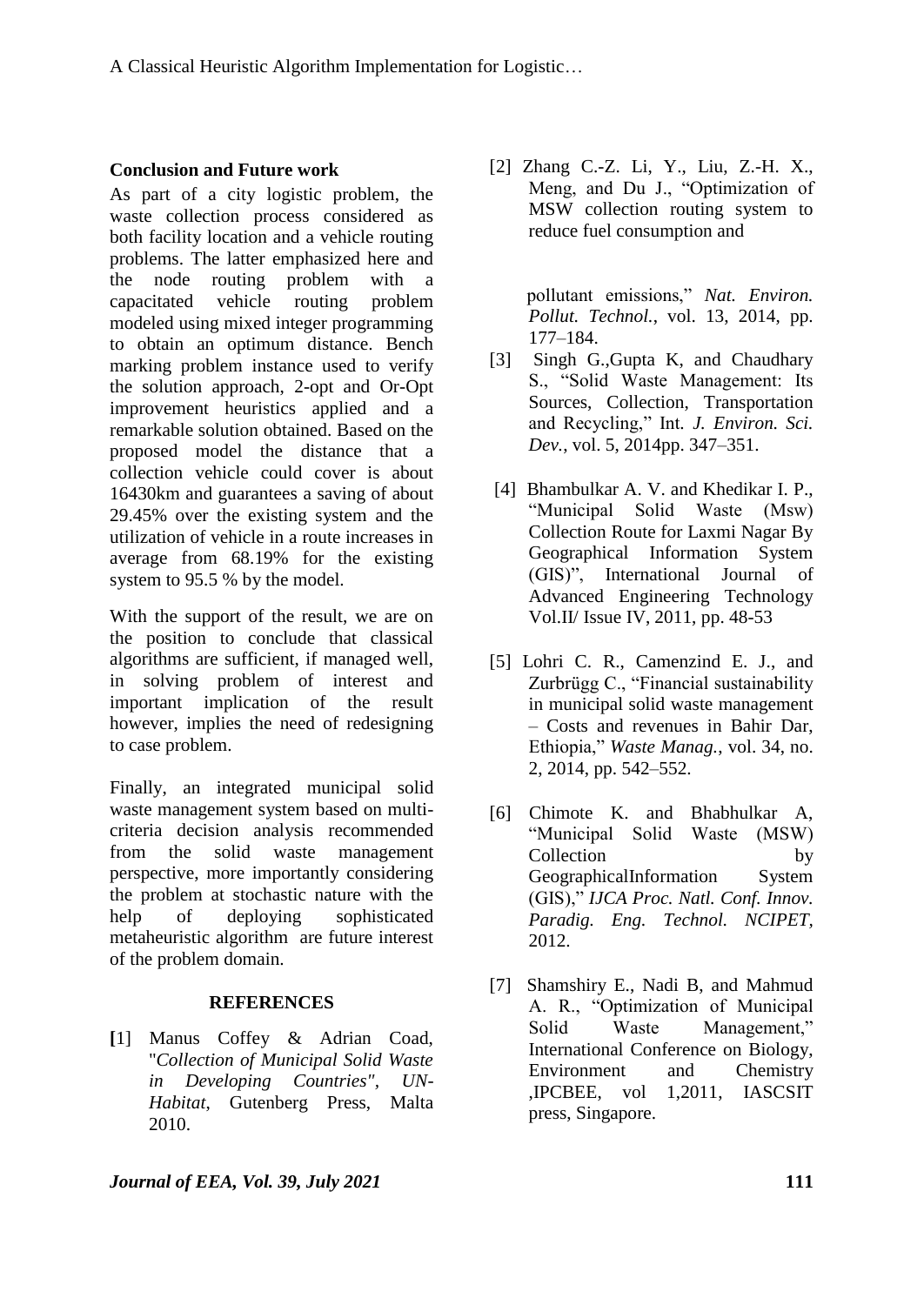## Conclusion and Future work

As part of a city logistic problem, the waste collection process considered as both facility location and a vehicle routing problems. The latter emphasized here and the node routing problem with a capacitated vehicle routing problem modeled using mixed integer programming to obtain an optimum distance. Bench marking problem instance used to verify the solution approach, 2-opt and Or-Opt improvement heuristics applied and a remarkable solution obtained. Based on the proposed model the distance that a collection vehicle could cover is about 16430km and guarantees a saving of about 29.45% over the existing system and the utilization of vehicle in a route increases in average from 68.19% for the existing system to 95.5 % by the model.

With the support of the result, we are on the position to conclude that classical algorithms are sufficient, if managed well, in solving problem of interest and important implication of the result however, implies the need of redesigning to case problem.

Finally, an integrated municipal solid waste management system based on multi-criteria decision analysis recommended from the solid waste management perspective, more importantly considering the problem at stochastic nature with the help of deploying sophisticated metaheuristic algorithm are future interest of the problem domain.

## REFERENCES

[1] Manus Coffey & Adrian Coad, "*Collection of Municipal Solid Waste in Developing Countries", UN-Habitat*, Gutenberg Press, Malta 2010.

[2] Zhang C.-Z. Li, Y., Liu, Z.-H. X., Meng, and Du J., "Optimization of MSW collection routing system to reduce fuel consumption and pollutant emissions," *Nat. Environ. Pollut. Technol.*, vol. 13, 2014, pp. 177–184.

[3] Singh G.,Gupta K, and Chaudhary S., "Solid Waste Management: Its Sources, Collection, Transportation and Recycling," Int. *J. Environ. Sci. Dev.*, vol. 5, 2014pp. 347–351.

[4] Bhambulkar A. V. and Khedikar I. P., "Municipal Solid Waste (Msw) Collection Route for Laxmi Nagar By Geographical Information System (GIS)", International Journal of Advanced Engineering Technology Vol.II/ Issue IV, 2011, pp. 48-53

[5] Lohri C. R., Camenzind E. J., and Zurbrügg C., "Financial sustainability in municipal solid waste management – Costs and revenues in Bahir Dar, Ethiopia," *Waste Manag.*, vol. 34, no. 2, 2014, pp. 542–552.

[6] Chimote K. and Bhabhulkar A, "Municipal Solid Waste (MSW) Collection by GeographicalInformation System (GIS)," *IJCA Proc. Natl. Conf. Innov. Paradig. Eng. Technol. NCIPET,* 2012.

[7] Shamshiry E., Nadi B, and Mahmud A. R., "Optimization of Municipal Solid Waste Management," International Conference on Biology, Environment and Chemistry ,IPCBEE, vol 1,2011, IASCSIT press, Singapore.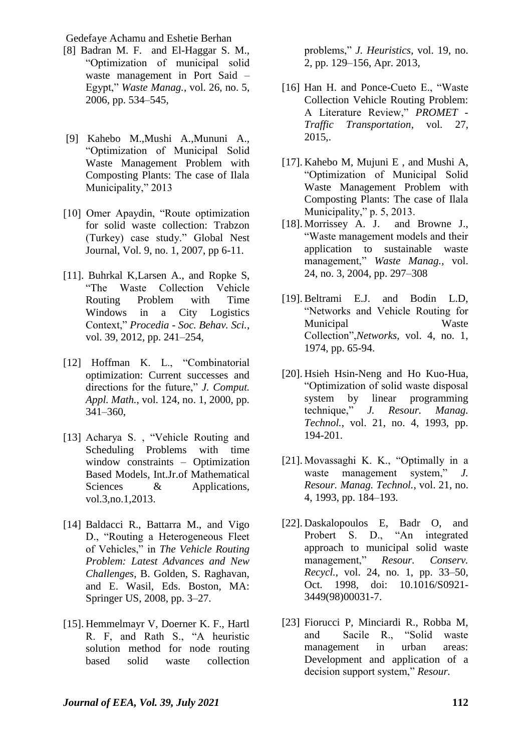[8] Badran M. F. and El-Haggar S. M., "Optimization of municipal solid waste management in Port Said – Egypt," *Waste Manag.*, vol. 26, no. 5, 2006, pp. 534–545,

[9] Kahebo M.,Mushi A.,Mununi A., "Optimization of Municipal Solid Waste Management Problem with Composting Plants: The case of Ilala Municipality," 2013

[10] Omer Apaydin, "Route optimization for solid waste collection: Trabzon (Turkey) case study." Global Nest Journal, Vol. 9, no. 1, 2007, pp 6-11.

[11]. Buhrkal K,Larsen A., and Ropke S, "The Waste Collection Vehicle Routing Problem with Time Windows in a City Logistics Context," *Procedia - Soc. Behav. Sci.*, vol. 39, 2012, pp. 241–254,

[12] Hoffman K. L., "Combinatorial optimization: Current successes and directions for the future," *J. Comput. Appl. Math.*, vol. 124, no. 1, 2000, pp. 341–360,

[13] Acharya S. , "Vehicle Routing and Scheduling Problems with time window constraints – Optimization Based Models, Int.Jr.of Mathematical Sciences & Applications, vol.3,no.1,2013.

[14] Baldacci R., Battarra M., and Vigo D., "Routing a Heterogeneous Fleet of Vehicles," in *The Vehicle Routing Problem: Latest Advances and New Challenges*, B. Golden, S. Raghavan, and E. Wasil, Eds. Boston, MA: Springer US, 2008, pp. 3–27.

[15]. Hemmelmayr V, Doerner K. F., Hartl R. F, and Rath S., "A heuristic solution method for node routing based solid waste collection problems," *J. Heuristics*, vol. 19, no. 2, pp. 129–156, Apr. 2013,

[16] Han H. and Ponce-Cueto E., "Waste Collection Vehicle Routing Problem: A Literature Review," *PROMET - Traffic Transportation*, vol. 27, 2015,.

[17]. Kahebo M, Mujuni E , and Mushi A, "Optimization of Municipal Solid Waste Management Problem with Composting Plants: The case of Ilala Municipality," p. 5, 2013.

[18]. Morrissey A. J. and Browne J., "Waste management models and their application to sustainable waste management," *Waste Manag.*, vol. 24, no. 3, 2004, pp. 297–308

[19]. Beltrami E.J. and Bodin L.D, "Networks and Vehicle Routing for Municipal Waste Collection",*Networks,* vol. 4, no. 1, 1974, pp. 65-94.

[20]. Hsieh Hsin-Neng and Ho Kuo-Hua, "Optimization of solid waste disposal system by linear programming technique," *J. Resour. Manag. Technol.*, vol. 21, no. 4, 1993, pp. 194-201.

[21]. Movassaghi K. K., "Optimally in a waste management system," *J. Resour. Manag. Technol.*, vol. 21, no. 4, 1993, pp. 184–193.

[22]. Daskalopoulos E, Badr O, and Probert S. D., "An integrated approach to municipal solid waste management," *Resour. Conserv. Recycl.*, vol. 24, no. 1, pp. 33–50, Oct. 1998, doi: 10.1016/S0921-3449(98)00031-7.

[23] Fiorucci P, Minciardi R., Robba M, and Sacile R., "Solid waste management in urban areas: Development and application of a decision support system," *Resour.*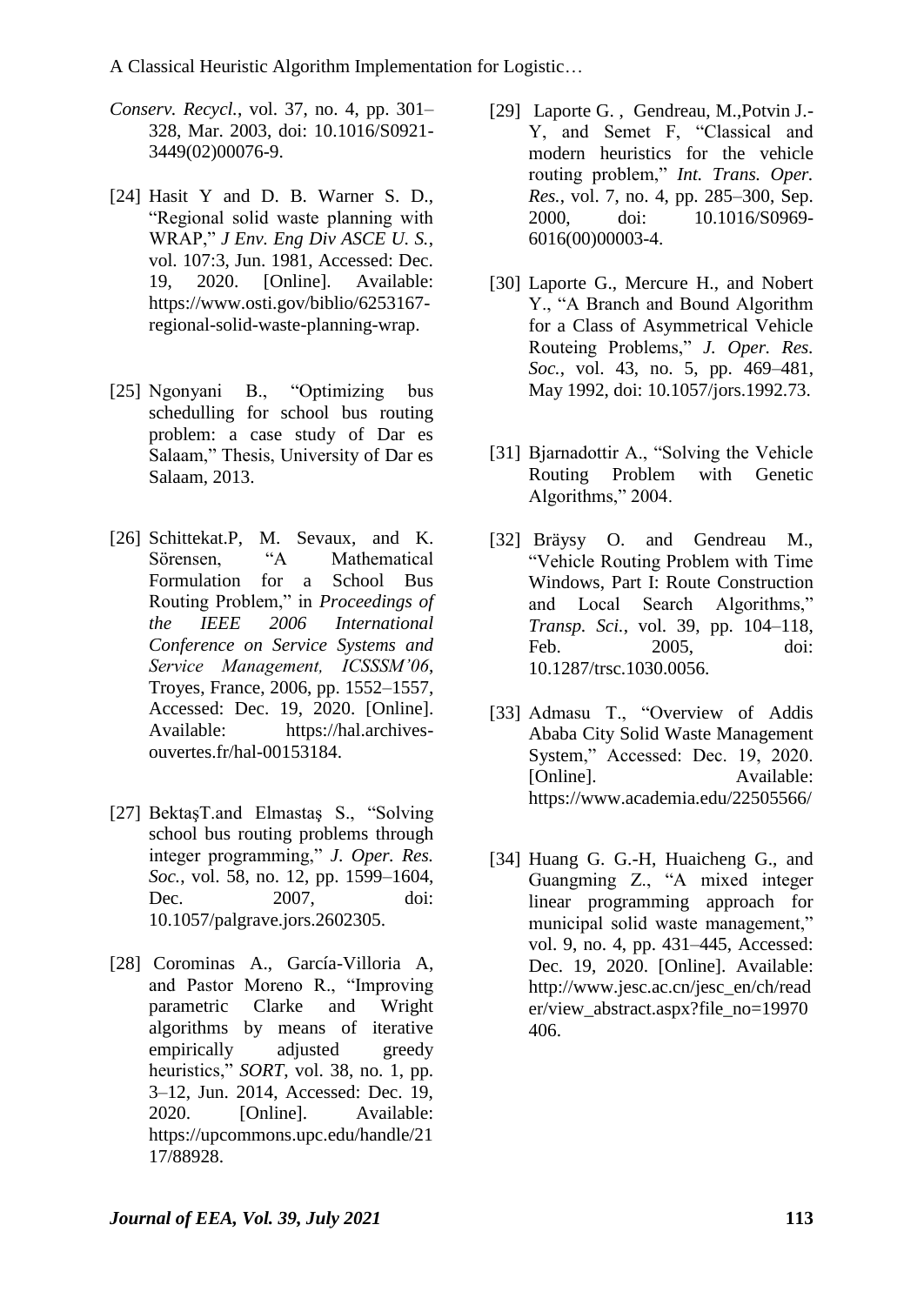*Conserv. Recycl.*, vol. 37, no. 4, pp. 301–328, Mar. 2003, doi: 10.1016/S0921-3449(02)00076-9.

[24] Hasit Y and D. B. Warner S. D., "Regional solid waste planning with WRAP," *J Env. Eng Div ASCE U. S.*, vol. 107:3, Jun. 1981, Accessed: Dec. 19, 2020. [Online]. Available: https://www.osti.gov/biblio/6253167-regional-solid-waste-planning-wrap.

[25] Ngonyani B., "Optimizing bus schedulling for school bus routing problem: a case study of Dar es Salaam," Thesis, University of Dar es Salaam, 2013.

[26] Schittekat.P, M. Sevaux, and K. Sörensen, "A Mathematical Formulation for a School Bus Routing Problem," in *Proceedings of the IEEE 2006 International Conference on Service Systems and Service Management, ICSSSM'06*, Troyes, France, 2006, pp. 1552–1557, Accessed: Dec. 19, 2020. [Online]. Available: https://hal.archives-ouvertes.fr/hal-00153184.

[27] BektaşT.and Elmastaş S., "Solving school bus routing problems through integer programming," *J. Oper. Res. Soc.*, vol. 58, no. 12, pp. 1599–1604, Dec. 2007, doi: 10.1057/palgrave.jors.2602305.

[28] Corominas A., García-Villoria A, and Pastor Moreno R., "Improving parametric Clarke and Wright algorithms by means of iterative empirically adjusted greedy heuristics," *SORT*, vol. 38, no. 1, pp. 3–12, Jun. 2014, Accessed: Dec. 19, 2020. [Online]. Available: https://upcommons.upc.edu/handle/2117/88928.

[29] Laporte G. , Gendreau, M.,Potvin J.-Y, and Semet F, "Classical and modern heuristics for the vehicle routing problem," *Int. Trans. Oper. Res.*, vol. 7, no. 4, pp. 285–300, Sep. 2000, doi: 10.1016/S0969-6016(00)00003-4.

[30] Laporte G., Mercure H., and Nobert Y., "A Branch and Bound Algorithm for a Class of Asymmetrical Vehicle Routeing Problems," *J. Oper. Res. Soc.*, vol. 43, no. 5, pp. 469–481, May 1992, doi: 10.1057/jors.1992.73.

[31] Bjarnadottir A., "Solving the Vehicle Routing Problem with Genetic Algorithms," 2004.

[32] Bräysy O. and Gendreau M., "Vehicle Routing Problem with Time Windows, Part I: Route Construction and Local Search Algorithms," *Transp. Sci.*, vol. 39, pp. 104–118, Feb. 2005, doi: 10.1287/trsc.1030.0056.

[33] Admasu T., "Overview of Addis Ababa City Solid Waste Management System," Accessed: Dec. 19, 2020. [Online]. Available: https://www.academia.edu/22505566/

[34] Huang G. G.-H, Huaicheng G., and Guangming Z., "A mixed integer linear programming approach for municipal solid waste management," vol. 9, no. 4, pp. 431–445, Accessed: Dec. 19, 2020. [Online]. Available: http://www.jesc.ac.cn/jesc_en/ch/reader/view_abstract.aspx?file_no=19970406.